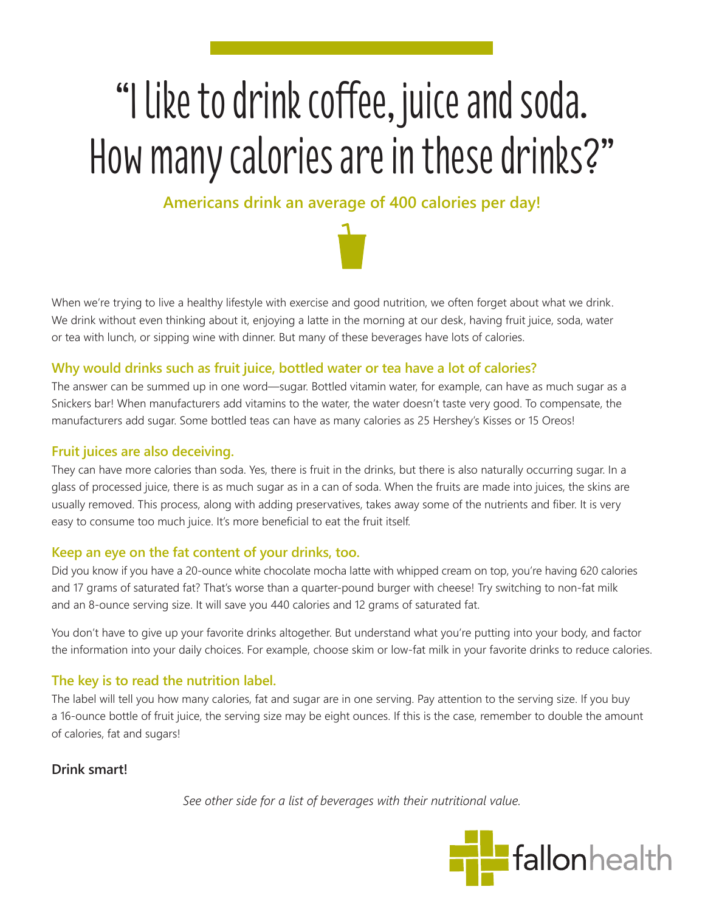# "I like to drink coffee, juice and soda. How many calories are in these drinks?"

**Americans drink an average of 400 calories per day!**

When we're trying to live a healthy lifestyle with exercise and good nutrition, we often forget about what we drink. We drink without even thinking about it, enjoying a latte in the morning at our desk, having fruit juice, soda, water or tea with lunch, or sipping wine with dinner. But many of these beverages have lots of calories.

### Why would drinks such as fruit juice, bottled water or tea have a lot of calories?

The answer can be summed up in one word—sugar. Bottled vitamin water, for example, can have as much sugar as a Snickers bar! When manufacturers add vitamins to the water, the water doesn't taste very good. To compensate, the manufacturers add sugar. Some bottled teas can have as many calories as 25 Hershey's Kisses or 15 Oreos!

### Fruit juices are also deceiving.

They can have more calories than soda. Yes, there is fruit in the drinks, but there is also naturally occurring sugar. In a glass of processed juice, there is as much sugar as in a can of soda. When the fruits are made into juices, the skins are usually removed. This process, along with adding preservatives, takes away some of the nutrients and fiber. It is very easy to consume too much juice. It's more beneficial to eat the fruit itself.

### Keep an eye on the fat content of your drinks, too.

Did you know if you have a 20-ounce white chocolate mocha latte with whipped cream on top, you're having 620 calories and 17 grams of saturated fat? That's worse than a quarter-pound burger with cheese! Try switching to non-fat milk and an 8-ounce serving size. It will save you 440 calories and 12 grams of saturated fat.

You don't have to give up your favorite drinks altogether. But understand what you're putting into your body, and factor the information into your daily choices. For example, choose skim or low-fat milk in your favorite drinks to reduce calories.

### The key is to read the nutrition label.

The label will tell you how many calories, fat and sugar are in one serving. Pay attention to the serving size. If you buy a 16-ounce bottle of fruit juice, the serving size may be eight ounces. If this is the case, remember to double the amount of calories, fat and sugars!

**Drink smart!**

*See other side for a list of beverages with their nutritional value.*

fallonhealth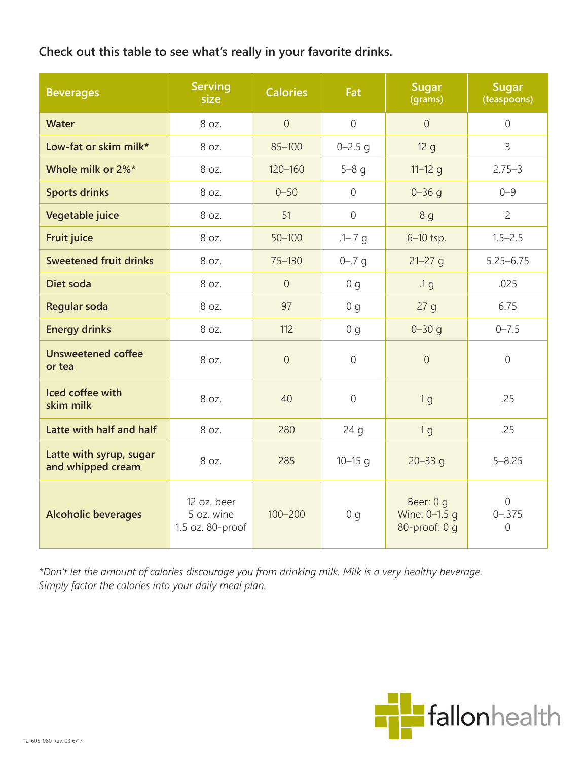**Check out this table to see what's really in your favorite drinks.**

| Beverages | Serving size | Calories | Fat | Sugar (grams) | Sugar (teaspoons) |
|---|---|---|---|---|---|
| Water | 8 oz. | 0 | 0 | 0 | 0 |
| Low-fat or skim milk* | 8 oz. | 85–100 | 0–2.5 g | 12 g | 3 |
| Whole milk or 2%* | 8 oz. | 120–160 | 5–8 g | 11–12 g | 2.75–3 |
| Sports drinks | 8 oz. | 0–50 | 0 | 0–36 g | 0–9 |
| Vegetable juice | 8 oz. | 51 | 0 | 8 g | 2 |
| Fruit juice | 8 oz. | 50–100 | .1–.7 g | 6–10 tsp. | 1.5–2.5 |
| Sweetened fruit drinks | 8 oz. | 75–130 | 0–.7 g | 21–27 g | 5.25–6.75 |
| Diet soda | 8 oz. | 0 | 0 g | .1 g | .025 |
| Regular soda | 8 oz. | 97 | 0 g | 27 g | 6.75 |
| Energy drinks | 8 oz. | 112 | 0 g | 0–30 g | 0–7.5 |
| Unsweetened coffee or tea | 8 oz. | 0 | 0 | 0 | 0 |
| Iced coffee with skim milk | 8 oz. | 40 | 0 | 1 g | .25 |
| Latte with half and half | 8 oz. | 280 | 24 g | 1 g | .25 |
| Latte with syrup, sugar and whipped cream | 8 oz. | 285 | 10–15 g | 20–33 g | 5–8.25 |
| Alcoholic beverages | 12 oz. beer<br>5 oz. wine<br>1.5 oz. 80-proof | 100–200 | 0 g | Beer: 0 g<br>Wine: 0–1.5 g<br>80-proof: 0 g | 0<br>0–.375<br>0 |

*\*Don't let the amount of calories discourage you from drinking milk. Milk is a very healthy beverage. Simply factor the calories into your daily meal plan.*

fallonhealth

12-605-080 Rev. 03 6/17